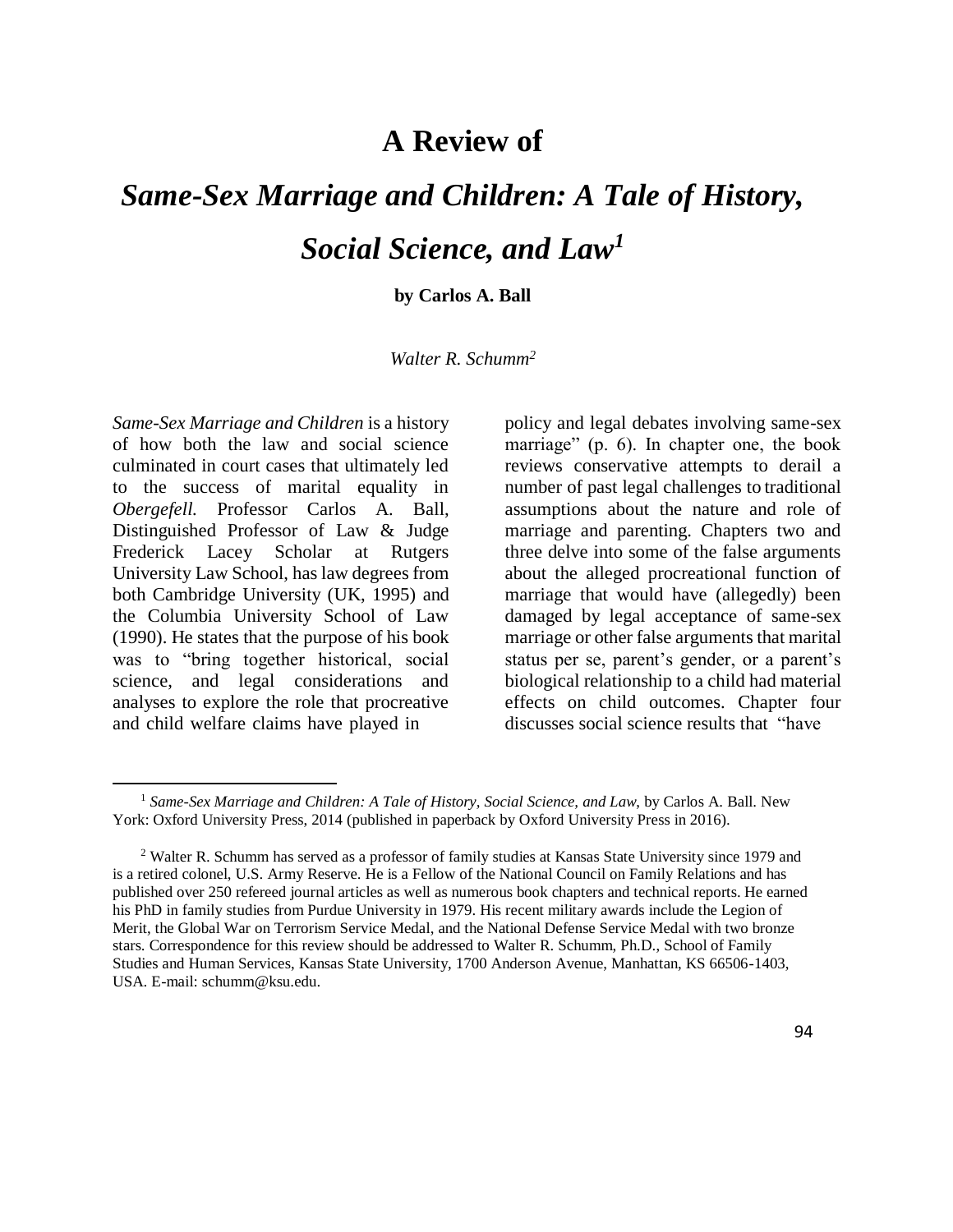# A Review of

# *Same-Sex Marriage and Children: A Tale of History, Social Science, and Law*[1]

**by Carlos A. Ball**

*Walter R. Schumm*[2]

*Same-Sex Marriage and Children* is a history of how both the law and social science culminated in court cases that ultimately led to the success of marital equality in *Obergefell.* Professor Carlos A. Ball, Distinguished Professor of Law & Judge Frederick Lacey Scholar at Rutgers University Law School, has law degrees from both Cambridge University (UK, 1995) and the Columbia University School of Law (1990). He states that the purpose of his book was to "bring together historical, social science, and legal considerations and analyses to explore the role that procreative and child welfare claims have played in policy and legal debates involving same-sex marriage" (p. 6). In chapter one, the book reviews conservative attempts to derail a number of past legal challenges to traditional assumptions about the nature and role of marriage and parenting. Chapters two and three delve into some of the false arguments about the alleged procreational function of marriage that would have (allegedly) been damaged by legal acceptance of same-sex marriage or other false arguments that marital status per se, parent's gender, or a parent's biological relationship to a child had material effects on child outcomes. Chapter four discusses social science results that "have

---

[1] *Same-Sex Marriage and Children: A Tale of History, Social Science, and Law,* by Carlos A. Ball. New York: Oxford University Press, 2014 (published in paperback by Oxford University Press in 2016).

[2] Walter R. Schumm has served as a professor of family studies at Kansas State University since 1979 and is a retired colonel, U.S. Army Reserve. He is a Fellow of the National Council on Family Relations and has published over 250 refereed journal articles as well as numerous book chapters and technical reports. He earned his PhD in family studies from Purdue University in 1979. His recent military awards include the Legion of Merit, the Global War on Terrorism Service Medal, and the National Defense Service Medal with two bronze stars. Correspondence for this review should be addressed to Walter R. Schumm, Ph.D., School of Family Studies and Human Services, Kansas State University, 1700 Anderson Avenue, Manhattan, KS 66506-1403, USA. E-mail: schumm@ksu.edu.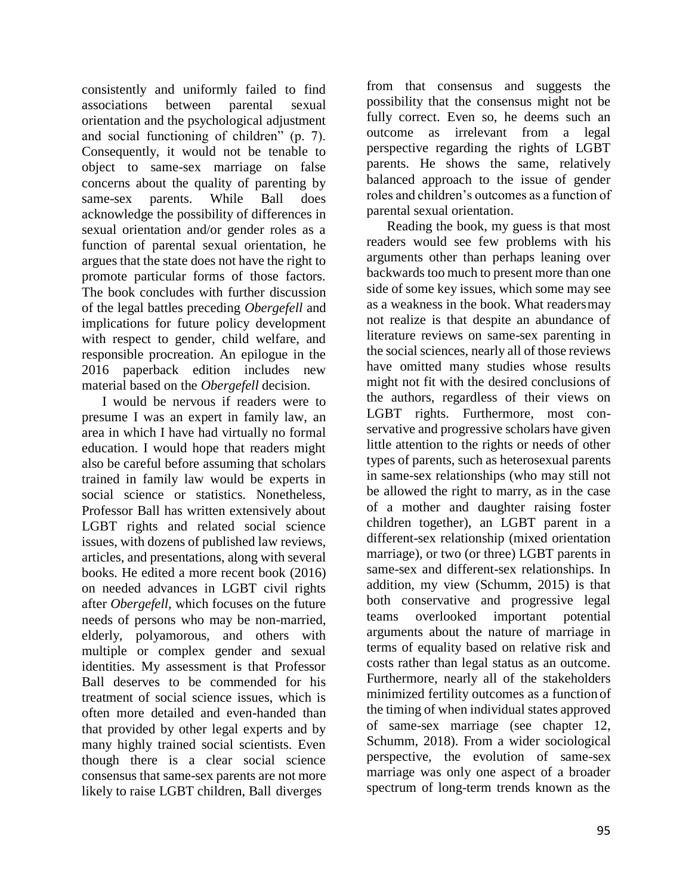consistently and uniformly failed to find associations between parental sexual orientation and the psychological adjustment and social functioning of children" (p. 7). Consequently, it would not be tenable to object to same-sex marriage on false concerns about the quality of parenting by same-sex parents. While Ball does acknowledge the possibility of differences in sexual orientation and/or gender roles as a function of parental sexual orientation, he argues that the state does not have the right to promote particular forms of those factors. The book concludes with further discussion of the legal battles preceding *Obergefell* and implications for future policy development with respect to gender, child welfare, and responsible procreation. An epilogue in the 2016 paperback edition includes new material based on the *Obergefell* decision.

I would be nervous if readers were to presume I was an expert in family law, an area in which I have had virtually no formal education. I would hope that readers might also be careful before assuming that scholars trained in family law would be experts in social science or statistics. Nonetheless, Professor Ball has written extensively about LGBT rights and related social science issues, with dozens of published law reviews, articles, and presentations, along with several books. He edited a more recent book (2016) on needed advances in LGBT civil rights after *Obergefell*, which focuses on the future needs of persons who may be non-married, elderly, polyamorous, and others with multiple or complex gender and sexual identities. My assessment is that Professor Ball deserves to be commended for his treatment of social science issues, which is often more detailed and even-handed than that provided by other legal experts and by many highly trained social scientists. Even though there is a clear social science consensus that same-sex parents are not more likely to raise LGBT children, Ball diverges from that consensus and suggests the possibility that the consensus might not be fully correct. Even so, he deems such an outcome as irrelevant from a legal perspective regarding the rights of LGBT parents. He shows the same, relatively balanced approach to the issue of gender roles and children's outcomes as a function of parental sexual orientation.

Reading the book, my guess is that most readers would see few problems with his arguments other than perhaps leaning over backwards too much to present more than one side of some key issues, which some may see as a weakness in the book. What readers may not realize is that despite an abundance of literature reviews on same-sex parenting in the social sciences, nearly all of those reviews have omitted many studies whose results might not fit with the desired conclusions of the authors, regardless of their views on LGBT rights. Furthermore, most conservative and progressive scholars have given little attention to the rights or needs of other types of parents, such as heterosexual parents in same-sex relationships (who may still not be allowed the right to marry, as in the case of a mother and daughter raising foster children together), an LGBT parent in a different-sex relationship (mixed orientation marriage), or two (or three) LGBT parents in same-sex and different-sex relationships. In addition, my view (Schumm, 2015) is that both conservative and progressive legal teams overlooked important potential arguments about the nature of marriage in terms of equality based on relative risk and costs rather than legal status as an outcome. Furthermore, nearly all of the stakeholders minimized fertility outcomes as a function of the timing of when individual states approved of same-sex marriage (see chapter 12, Schumm, 2018). From a wider sociological perspective, the evolution of same-sex marriage was only one aspect of a broader spectrum of long-term trends known as the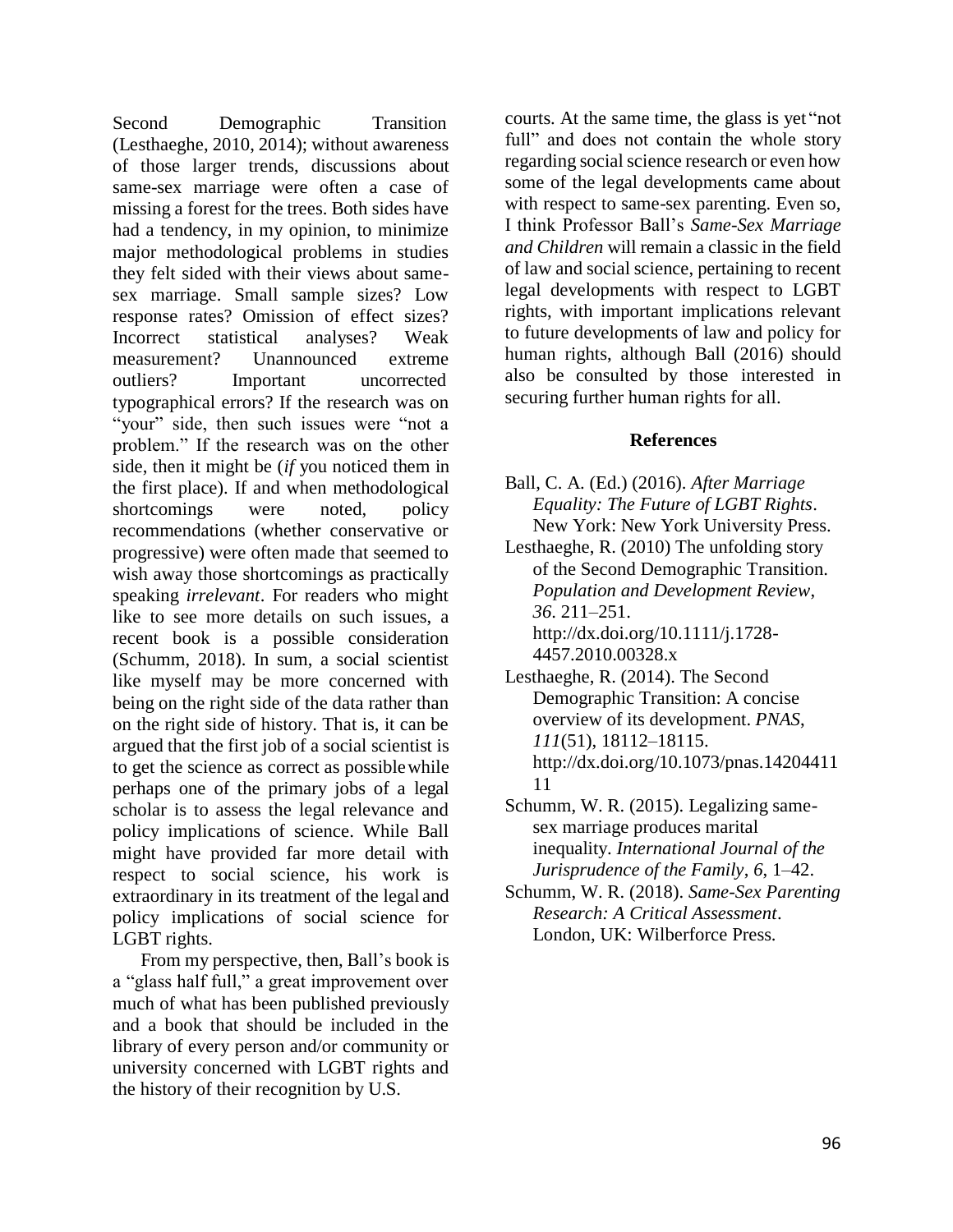Second Demographic Transition (Lesthaeghe, 2010, 2014); without awareness of those larger trends, discussions about same-sex marriage were often a case of missing a forest for the trees. Both sides have had a tendency, in my opinion, to minimize major methodological problems in studies they felt sided with their views about same-sex marriage. Small sample sizes? Low response rates? Omission of effect sizes? Incorrect statistical analyses? Weak measurement? Unannounced extreme outliers? Important uncorrected typographical errors? If the research was on "your" side, then such issues were "not a problem." If the research was on the other side, then it might be (*if* you noticed them in the first place). If and when methodological shortcomings were noted, policy recommendations (whether conservative or progressive) were often made that seemed to wish away those shortcomings as practically speaking *irrelevant*. For readers who might like to see more details on such issues, a recent book is a possible consideration (Schumm, 2018). In sum, a social scientist like myself may be more concerned with being on the right side of the data rather than on the right side of history. That is, it can be argued that the first job of a social scientist is to get the science as correct as possible while perhaps one of the primary jobs of a legal scholar is to assess the legal relevance and policy implications of science. While Ball might have provided far more detail with respect to social science, his work is extraordinary in its treatment of the legal and policy implications of social science for LGBT rights.

From my perspective, then, Ball's book is a "glass half full," a great improvement over much of what has been published previously and a book that should be included in the library of every person and/or community or university concerned with LGBT rights and the history of their recognition by U.S. courts. At the same time, the glass is yet "not full" and does not contain the whole story regarding social science research or even how some of the legal developments came about with respect to same-sex parenting. Even so, I think Professor Ball's *Same-Sex Marriage and Children* will remain a classic in the field of law and social science, pertaining to recent legal developments with respect to LGBT rights, with important implications relevant to future developments of law and policy for human rights, although Ball (2016) should also be consulted by those interested in securing further human rights for all.

## References

Ball, C. A. (Ed.) (2016). *After Marriage Equality: The Future of LGBT Rights*. New York: New York University Press.

Lesthaeghe, R. (2010) The unfolding story of the Second Demographic Transition. *Population and Development Review*, *36*. 211–251. http://dx.doi.org/10.1111/j.1728-4457.2010.00328.x

Lesthaeghe, R. (2014). The Second Demographic Transition: A concise overview of its development. *PNAS*, *111*(51), 18112–18115. http://dx.doi.org/10.1073/pnas.1420441111

Schumm, W. R. (2015). Legalizing same-sex marriage produces marital inequality. *International Journal of the Jurisprudence of the Family*, *6*, 1–42.

Schumm, W. R. (2018). *Same-Sex Parenting Research: A Critical Assessment*. London, UK: Wilberforce Press.